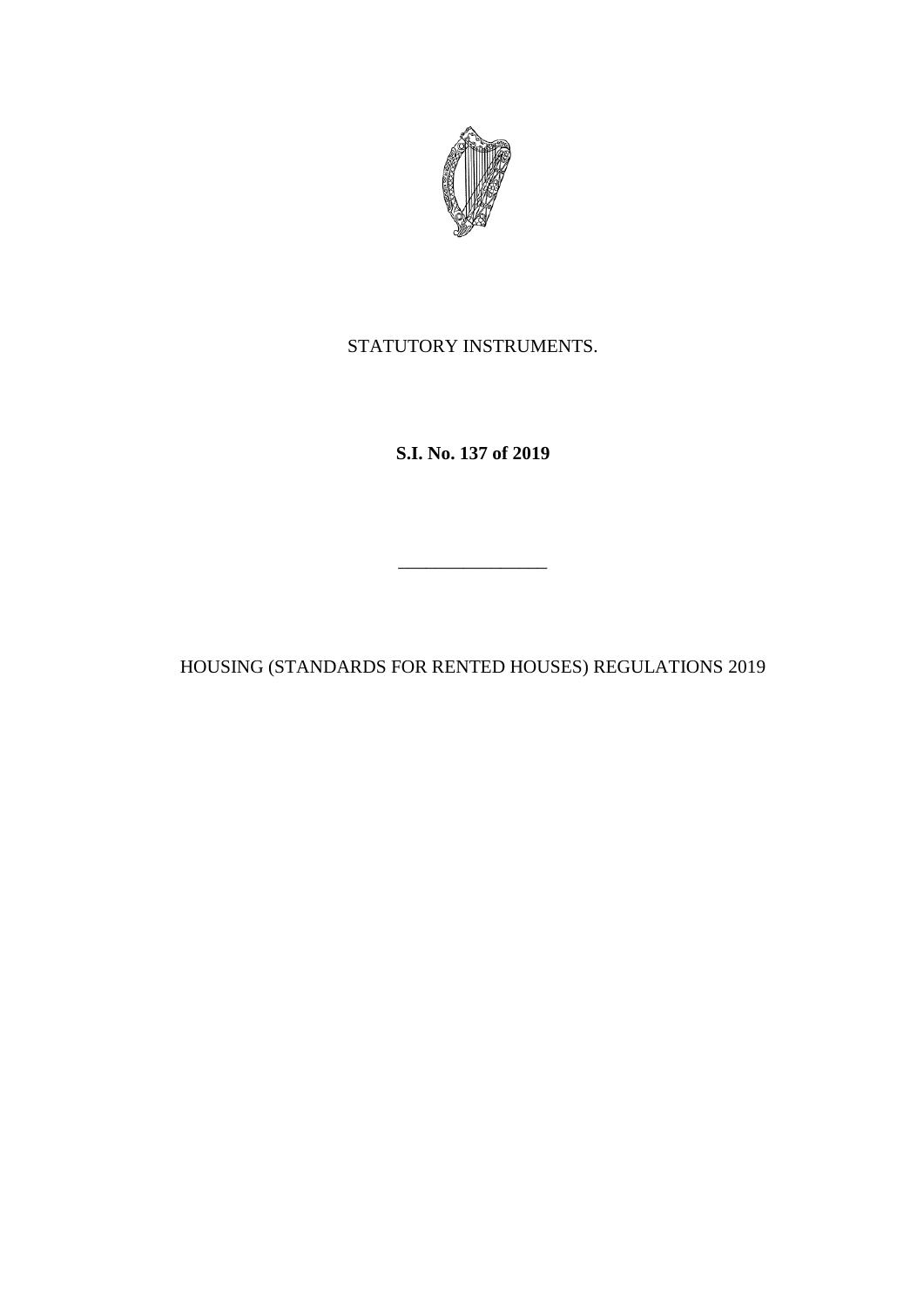STATUTORY INSTRUMENTS.

**S.I. No. 137 of 2019**

---

HOUSING (STANDARDS FOR RENTED HOUSES) REGULATIONS 2019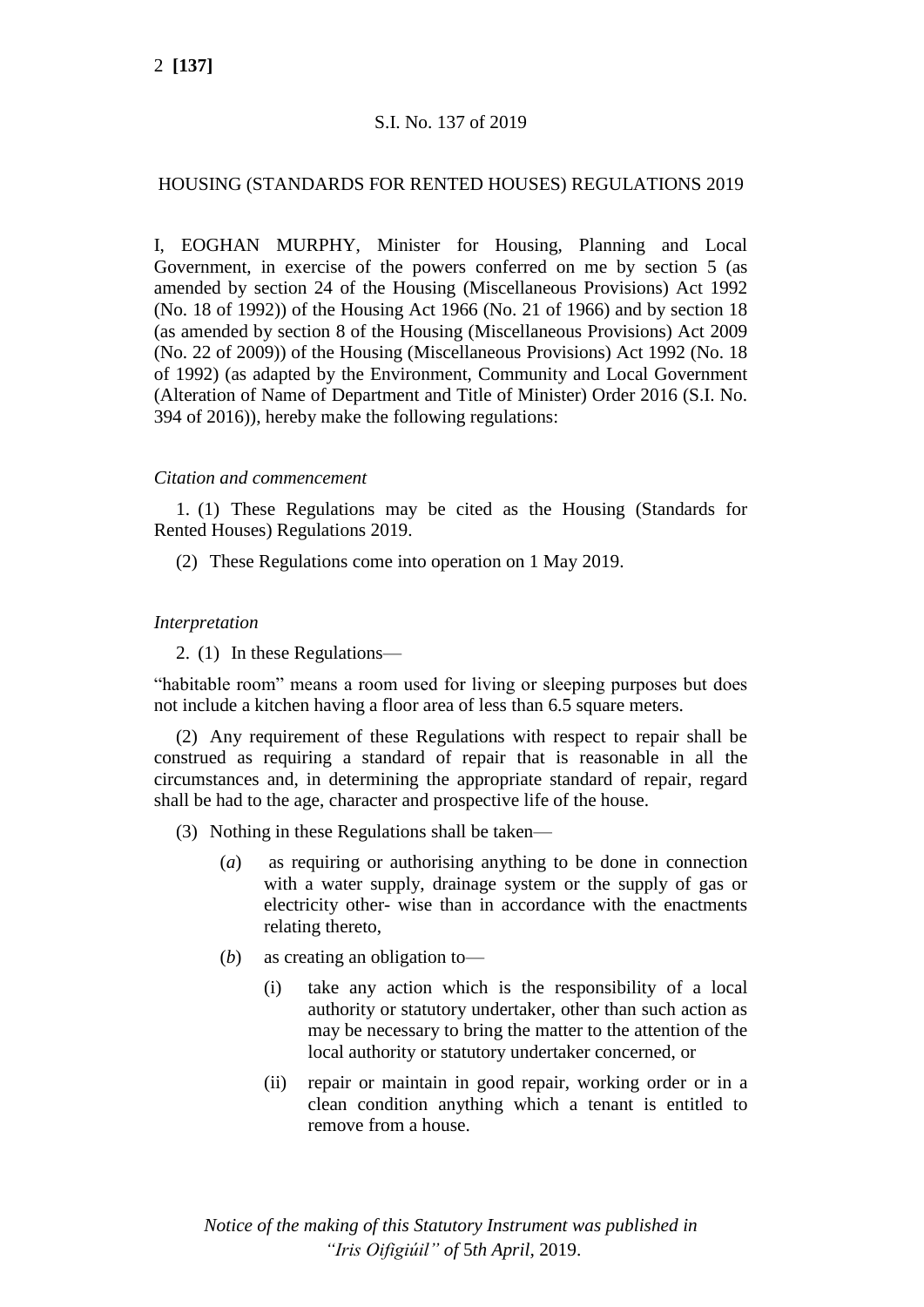S.I. No. 137 of 2019

HOUSING (STANDARDS FOR RENTED HOUSES) REGULATIONS 2019

I, EOGHAN MURPHY, Minister for Housing, Planning and Local Government, in exercise of the powers conferred on me by section 5 (as amended by section 24 of the Housing (Miscellaneous Provisions) Act 1992 (No. 18 of 1992)) of the Housing Act 1966 (No. 21 of 1966) and by section 18 (as amended by section 8 of the Housing (Miscellaneous Provisions) Act 2009 (No. 22 of 2009)) of the Housing (Miscellaneous Provisions) Act 1992 (No. 18 of 1992) (as adapted by the Environment, Community and Local Government (Alteration of Name of Department and Title of Minister) Order 2016 (S.I. No. 394 of 2016)), hereby make the following regulations:

*Citation and commencement*

1. (1) These Regulations may be cited as the Housing (Standards for Rented Houses) Regulations 2019.

(2) These Regulations come into operation on 1 May 2019.

*Interpretation*

2. (1) In these Regulations—

"habitable room" means a room used for living or sleeping purposes but does not include a kitchen having a floor area of less than 6.5 square meters.

(2) Any requirement of these Regulations with respect to repair shall be construed as requiring a standard of repair that is reasonable in all the circumstances and, in determining the appropriate standard of repair, regard shall be had to the age, character and prospective life of the house.

(3) Nothing in these Regulations shall be taken—

(*a*) as requiring or authorising anything to be done in connection with a water supply, drainage system or the supply of gas or electricity other- wise than in accordance with the enactments relating thereto,

(*b*) as creating an obligation to—

(i) take any action which is the responsibility of a local authority or statutory undertaker, other than such action as may be necessary to bring the matter to the attention of the local authority or statutory undertaker concerned, or

(ii) repair or maintain in good repair, working order or in a clean condition anything which a tenant is entitled to remove from a house.

*Notice of the making of this Statutory Instrument was published in "Iris Oifigiúil" of 5th April, 2019.*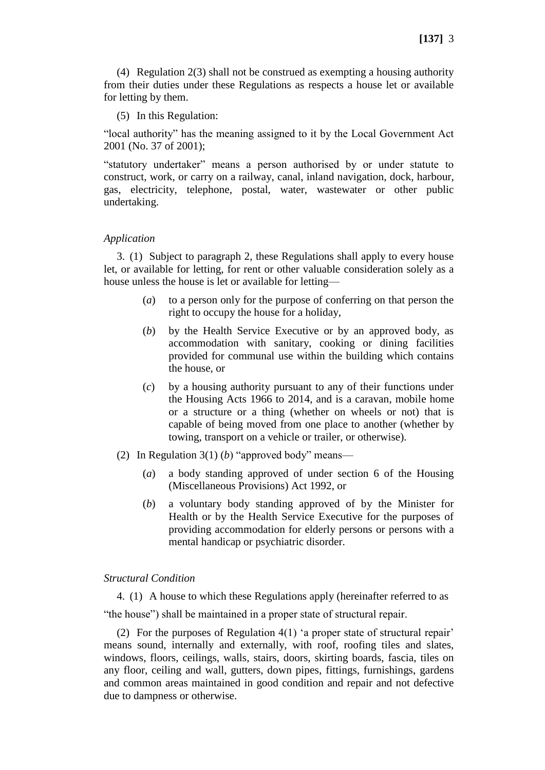(4) Regulation 2(3) shall not be construed as exempting a housing authority from their duties under these Regulations as respects a house let or available for letting by them.

(5) In this Regulation:

"local authority" has the meaning assigned to it by the Local Government Act 2001 (No. 37 of 2001);

"statutory undertaker" means a person authorised by or under statute to construct, work, or carry on a railway, canal, inland navigation, dock, harbour, gas, electricity, telephone, postal, water, wastewater or other public undertaking.

*Application*

3. (1) Subject to paragraph 2, these Regulations shall apply to every house let, or available for letting, for rent or other valuable consideration solely as a house unless the house is let or available for letting—

(*a*) to a person only for the purpose of conferring on that person the right to occupy the house for a holiday,

(*b*) by the Health Service Executive or by an approved body, as accommodation with sanitary, cooking or dining facilities provided for communal use within the building which contains the house, or

(*c*) by a housing authority pursuant to any of their functions under the Housing Acts 1966 to 2014, and is a caravan, mobile home or a structure or a thing (whether on wheels or not) that is capable of being moved from one place to another (whether by towing, transport on a vehicle or trailer, or otherwise).

(2) In Regulation 3(1) (*b*) "approved body" means—

(*a*) a body standing approved of under section 6 of the Housing (Miscellaneous Provisions) Act 1992, or

(*b*) a voluntary body standing approved of by the Minister for Health or by the Health Service Executive for the purposes of providing accommodation for elderly persons or persons with a mental handicap or psychiatric disorder.

*Structural Condition*

4. (1) A house to which these Regulations apply (hereinafter referred to as "the house") shall be maintained in a proper state of structural repair.

(2) For the purposes of Regulation 4(1) 'a proper state of structural repair' means sound, internally and externally, with roof, roofing tiles and slates, windows, floors, ceilings, walls, stairs, doors, skirting boards, fascia, tiles on any floor, ceiling and wall, gutters, down pipes, fittings, furnishings, gardens and common areas maintained in good condition and repair and not defective due to dampness or otherwise.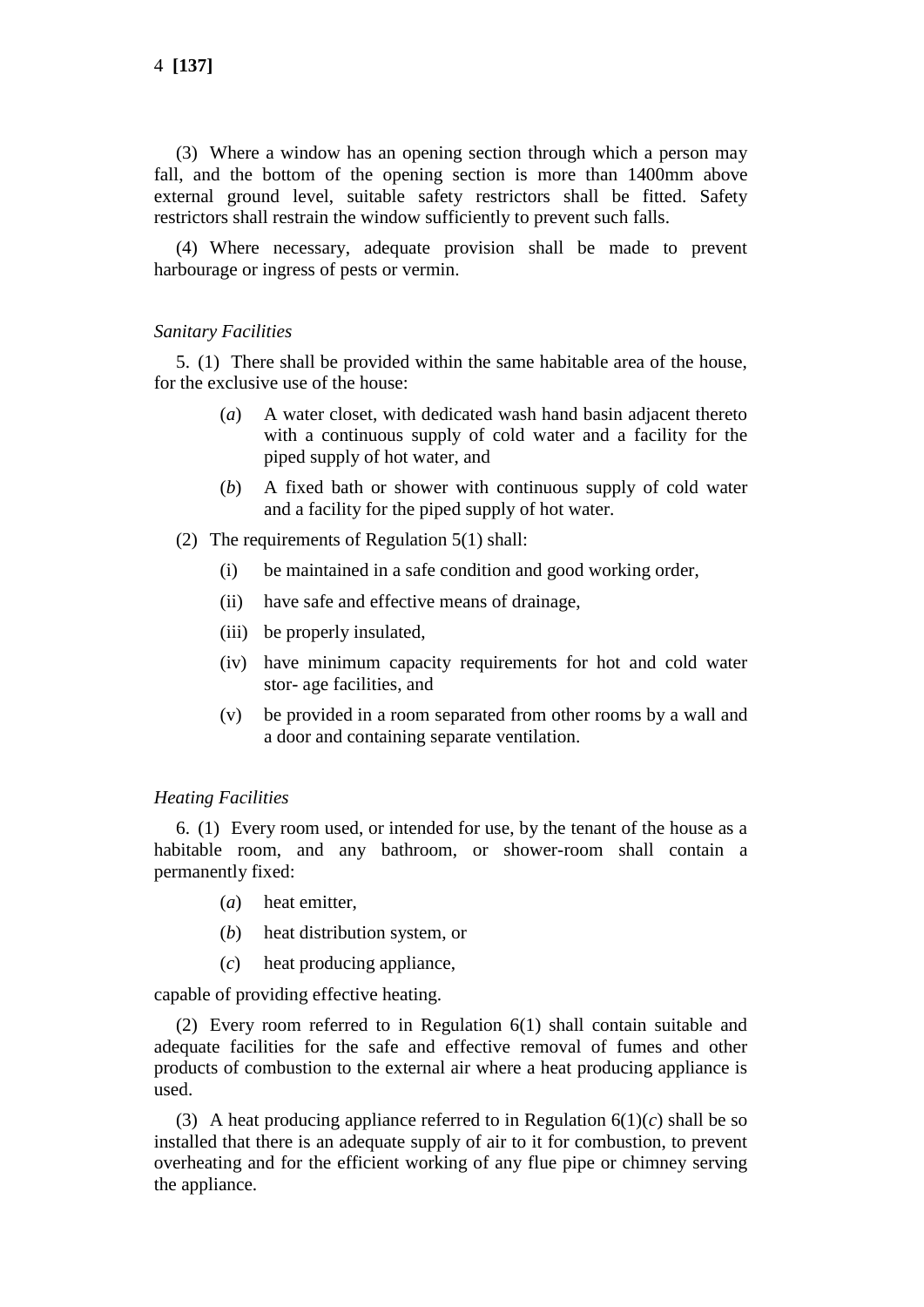(3) Where a window has an opening section through which a person may fall, and the bottom of the opening section is more than 1400mm above external ground level, suitable safety restrictors shall be fitted. Safety restrictors shall restrain the window sufficiently to prevent such falls.

(4) Where necessary, adequate provision shall be made to prevent harbourage or ingress of pests or vermin.

*Sanitary Facilities*

5. (1) There shall be provided within the same habitable area of the house, for the exclusive use of the house:

(*a*) A water closet, with dedicated wash hand basin adjacent thereto with a continuous supply of cold water and a facility for the piped supply of hot water, and

(*b*) A fixed bath or shower with continuous supply of cold water and a facility for the piped supply of hot water.

(2) The requirements of Regulation 5(1) shall:

(i) be maintained in a safe condition and good working order,

(ii) have safe and effective means of drainage,

(iii) be properly insulated,

(iv) have minimum capacity requirements for hot and cold water stor- age facilities, and

(v) be provided in a room separated from other rooms by a wall and a door and containing separate ventilation.

*Heating Facilities*

6. (1) Every room used, or intended for use, by the tenant of the house as a habitable room, and any bathroom, or shower-room shall contain a permanently fixed:

(*a*) heat emitter,

(*b*) heat distribution system, or

(*c*) heat producing appliance,

capable of providing effective heating.

(2) Every room referred to in Regulation 6(1) shall contain suitable and adequate facilities for the safe and effective removal of fumes and other products of combustion to the external air where a heat producing appliance is used.

(3) A heat producing appliance referred to in Regulation 6(1)(*c*) shall be so installed that there is an adequate supply of air to it for combustion, to prevent overheating and for the efficient working of any flue pipe or chimney serving the appliance.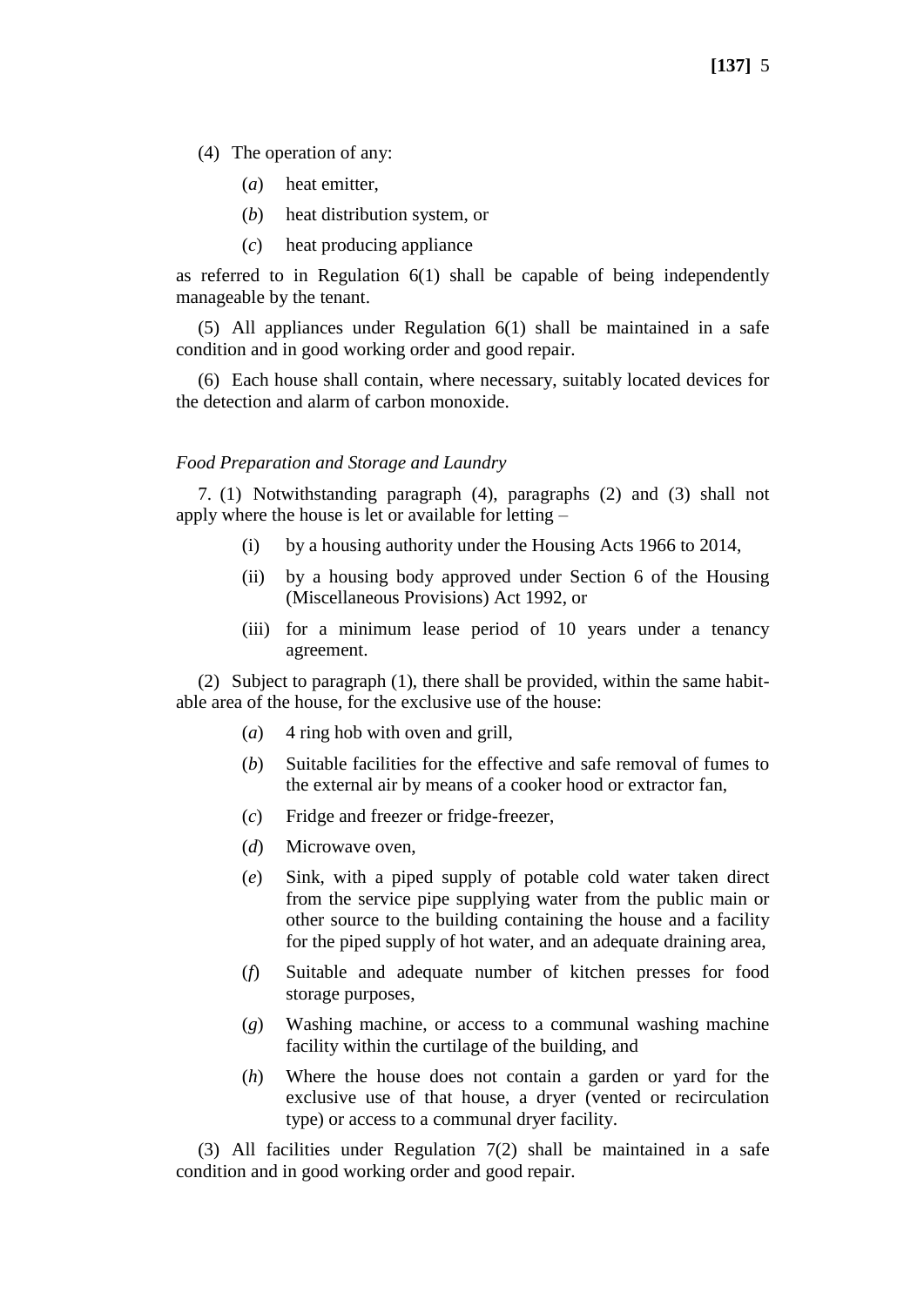(4) The operation of any:

(*a*) heat emitter,

(*b*) heat distribution system, or

(*c*) heat producing appliance

as referred to in Regulation 6(1) shall be capable of being independently manageable by the tenant.

(5) All appliances under Regulation 6(1) shall be maintained in a safe condition and in good working order and good repair.

(6) Each house shall contain, where necessary, suitably located devices for the detection and alarm of carbon monoxide.

*Food Preparation and Storage and Laundry*

7. (1) Notwithstanding paragraph (4), paragraphs (2) and (3) shall not apply where the house is let or available for letting –

(i) by a housing authority under the Housing Acts 1966 to 2014,

(ii) by a housing body approved under Section 6 of the Housing (Miscellaneous Provisions) Act 1992, or

(iii) for a minimum lease period of 10 years under a tenancy agreement.

(2) Subject to paragraph (1), there shall be provided, within the same habitable area of the house, for the exclusive use of the house:

(*a*) 4 ring hob with oven and grill,

(*b*) Suitable facilities for the effective and safe removal of fumes to the external air by means of a cooker hood or extractor fan,

(*c*) Fridge and freezer or fridge-freezer,

(*d*) Microwave oven,

(*e*) Sink, with a piped supply of potable cold water taken direct from the service pipe supplying water from the public main or other source to the building containing the house and a facility for the piped supply of hot water, and an adequate draining area,

(*f*) Suitable and adequate number of kitchen presses for food storage purposes,

(*g*) Washing machine, or access to a communal washing machine facility within the curtilage of the building, and

(*h*) Where the house does not contain a garden or yard for the exclusive use of that house, a dryer (vented or recirculation type) or access to a communal dryer facility.

(3) All facilities under Regulation 7(2) shall be maintained in a safe condition and in good working order and good repair.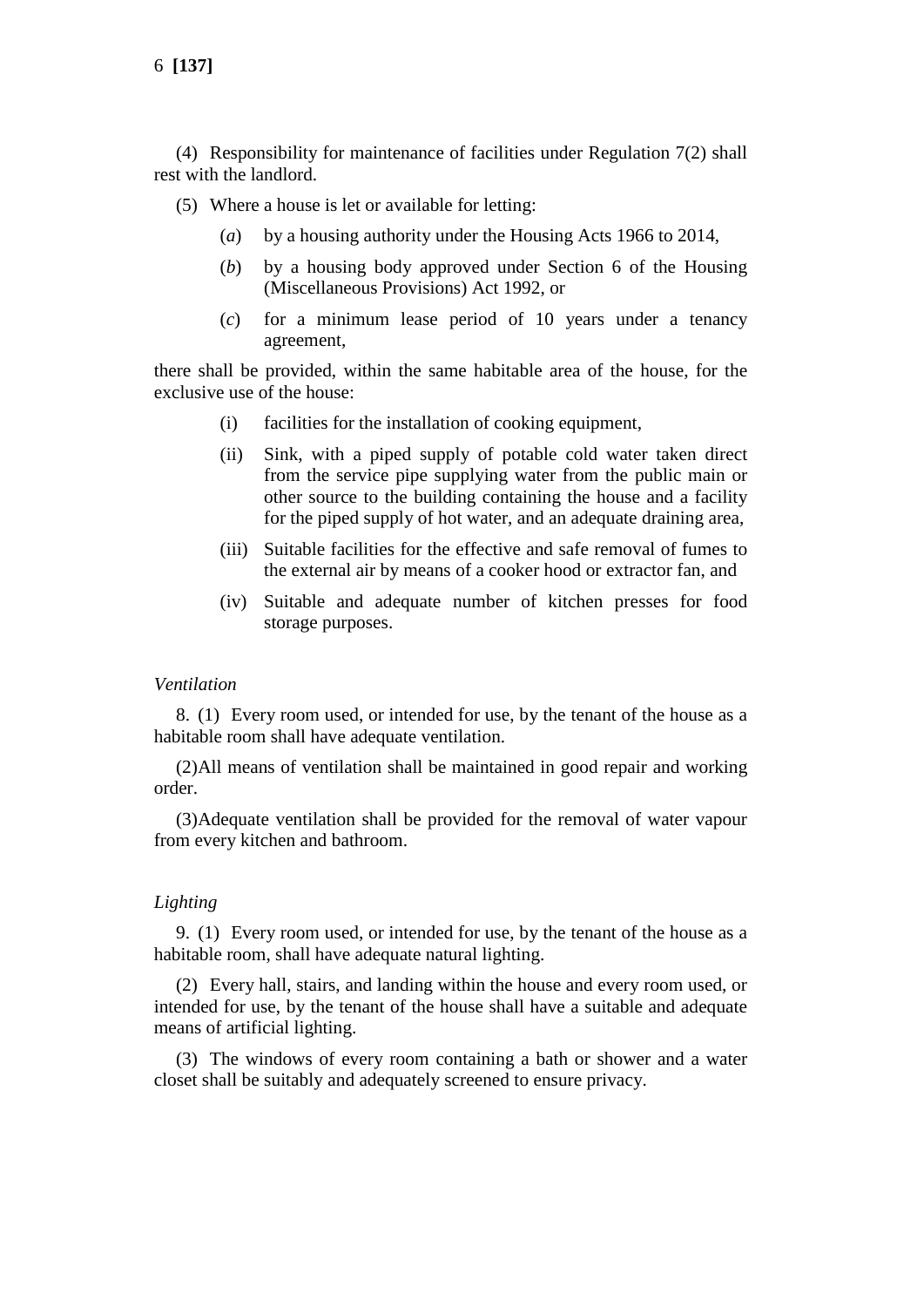(4) Responsibility for maintenance of facilities under Regulation 7(2) shall rest with the landlord.

(5) Where a house is let or available for letting:

- (*a*) by a housing authority under the Housing Acts 1966 to 2014,
- (*b*) by a housing body approved under Section 6 of the Housing (Miscellaneous Provisions) Act 1992, or
- (*c*) for a minimum lease period of 10 years under a tenancy agreement,

there shall be provided, within the same habitable area of the house, for the exclusive use of the house:

- (i) facilities for the installation of cooking equipment,
- (ii) Sink, with a piped supply of potable cold water taken direct from the service pipe supplying water from the public main or other source to the building containing the house and a facility for the piped supply of hot water, and an adequate draining area,
- (iii) Suitable facilities for the effective and safe removal of fumes to the external air by means of a cooker hood or extractor fan, and
- (iv) Suitable and adequate number of kitchen presses for food storage purposes.

*Ventilation*

8. (1) Every room used, or intended for use, by the tenant of the house as a habitable room shall have adequate ventilation.

(2)All means of ventilation shall be maintained in good repair and working order.

(3)Adequate ventilation shall be provided for the removal of water vapour from every kitchen and bathroom.

*Lighting*

9. (1) Every room used, or intended for use, by the tenant of the house as a habitable room, shall have adequate natural lighting.

(2) Every hall, stairs, and landing within the house and every room used, or intended for use, by the tenant of the house shall have a suitable and adequate means of artificial lighting.

(3) The windows of every room containing a bath or shower and a water closet shall be suitably and adequately screened to ensure privacy.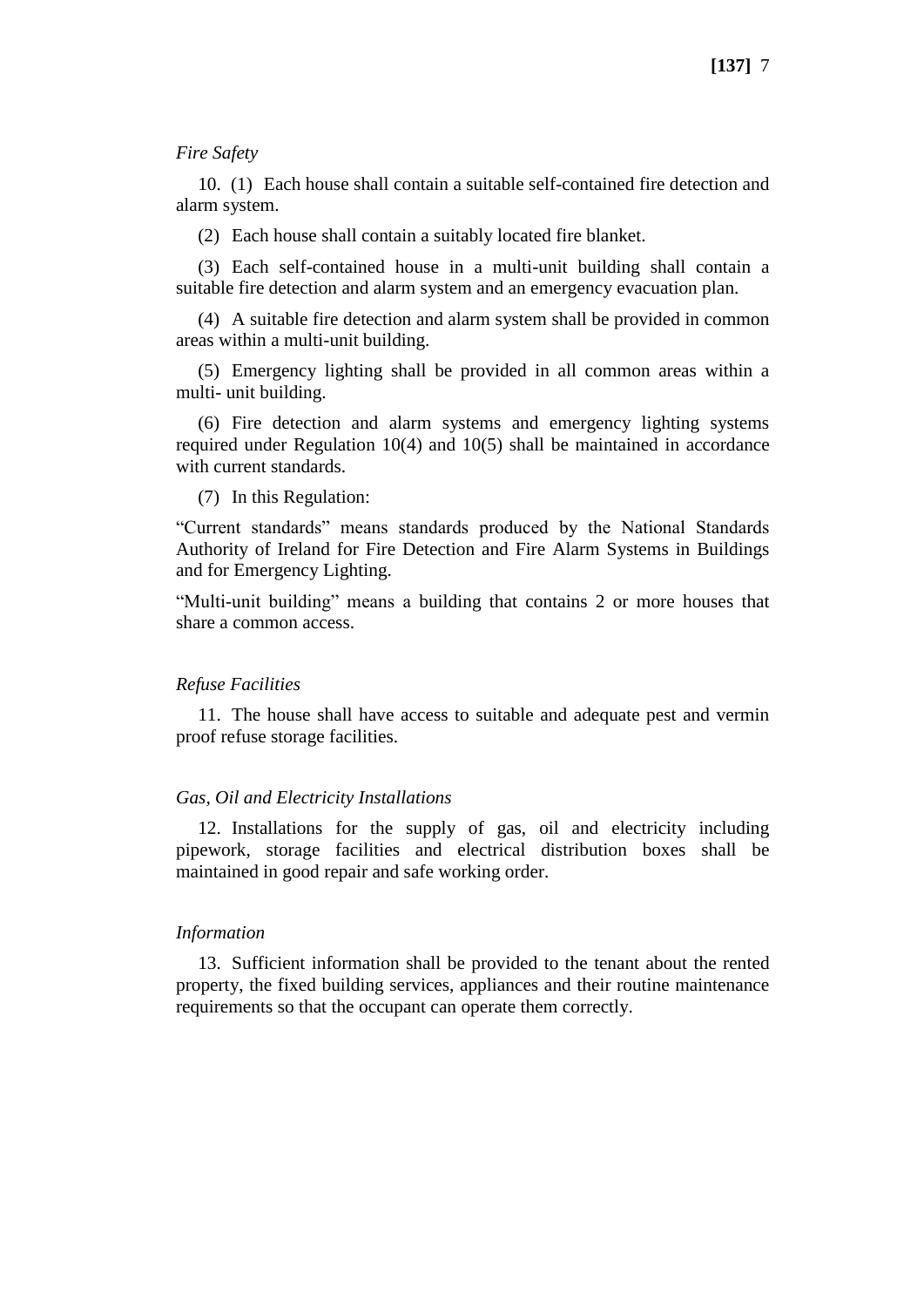*Fire Safety*

10. (1) Each house shall contain a suitable self-contained fire detection and alarm system.

(2) Each house shall contain a suitably located fire blanket.

(3) Each self-contained house in a multi-unit building shall contain a suitable fire detection and alarm system and an emergency evacuation plan.

(4) A suitable fire detection and alarm system shall be provided in common areas within a multi-unit building.

(5) Emergency lighting shall be provided in all common areas within a multi- unit building.

(6) Fire detection and alarm systems and emergency lighting systems required under Regulation 10(4) and 10(5) shall be maintained in accordance with current standards.

(7) In this Regulation:

"Current standards" means standards produced by the National Standards Authority of Ireland for Fire Detection and Fire Alarm Systems in Buildings and for Emergency Lighting.

"Multi-unit building" means a building that contains 2 or more houses that share a common access.

*Refuse Facilities*

11. The house shall have access to suitable and adequate pest and vermin proof refuse storage facilities.

*Gas, Oil and Electricity Installations*

12. Installations for the supply of gas, oil and electricity including pipework, storage facilities and electrical distribution boxes shall be maintained in good repair and safe working order.

*Information*

13. Sufficient information shall be provided to the tenant about the rented property, the fixed building services, appliances and their routine maintenance requirements so that the occupant can operate them correctly.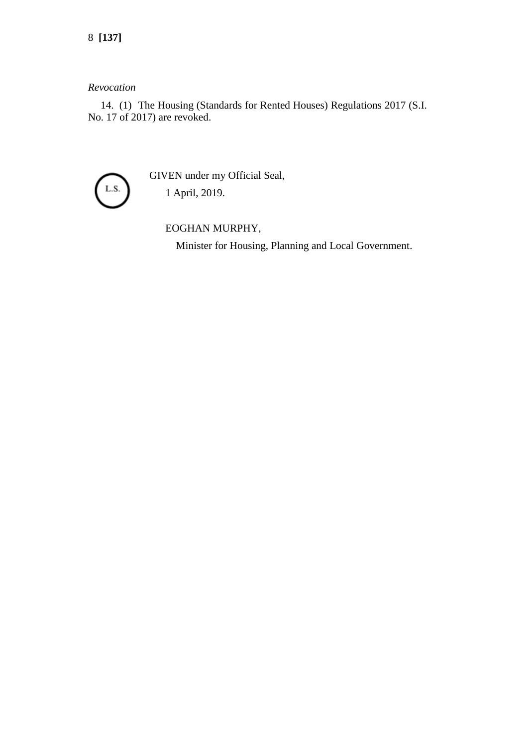*Revocation*

14. (1) The Housing (Standards for Rented Houses) Regulations 2017 (S.I. No. 17 of 2017) are revoked.

L.S.

GIVEN under my Official Seal,

1 April, 2019.

EOGHAN MURPHY,

Minister for Housing, Planning and Local Government.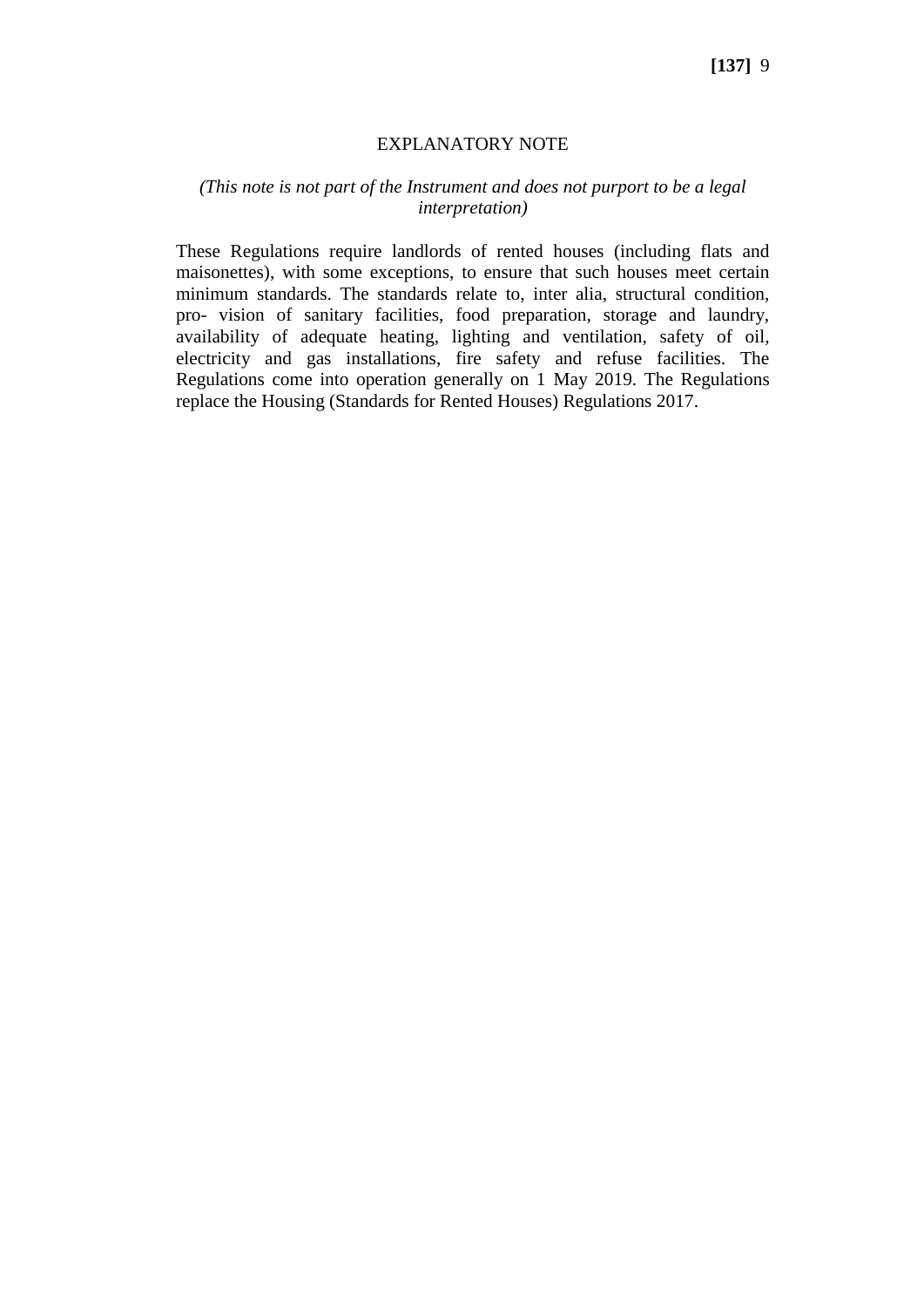## EXPLANATORY NOTE

*(This note is not part of the Instrument and does not purport to be a legal interpretation)*

These Regulations require landlords of rented houses (including flats and maisonettes), with some exceptions, to ensure that such houses meet certain minimum standards. The standards relate to, inter alia, structural condition, pro- vision of sanitary facilities, food preparation, storage and laundry, availability of adequate heating, lighting and ventilation, safety of oil, electricity and gas installations, fire safety and refuse facilities. The Regulations come into operation generally on 1 May 2019. The Regulations replace the Housing (Standards for Rented Houses) Regulations 2017.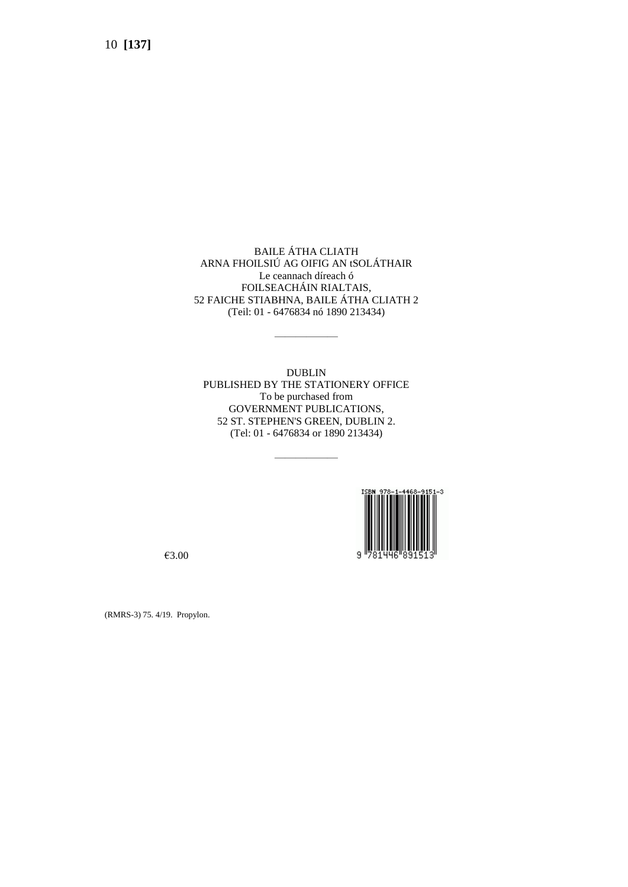BAILE ÁTHA CLIATH
ARNA FHOILSIÚ AG OIFIG AN tSOLÁTHAIR
Le ceannach díreach ó
FOILSEACHÁIN RIALTAIS,
52 FAICHE STIABHNA, BAILE ÁTHA CLIATH 2
(Teil: 01 - 6476834 nó 1890 213434)

---

DUBLIN
PUBLISHED BY THE STATIONERY OFFICE
To be purchased from
GOVERNMENT PUBLICATIONS,
52 ST. STEPHEN'S GREEN, DUBLIN 2.
(Tel: 01 - 6476834 or 1890 213434)

---

ISBN 978-1-4468-9151-3

9 781446 891513

€3.00

(RMRS-3) 75. 4/19. Propylon.